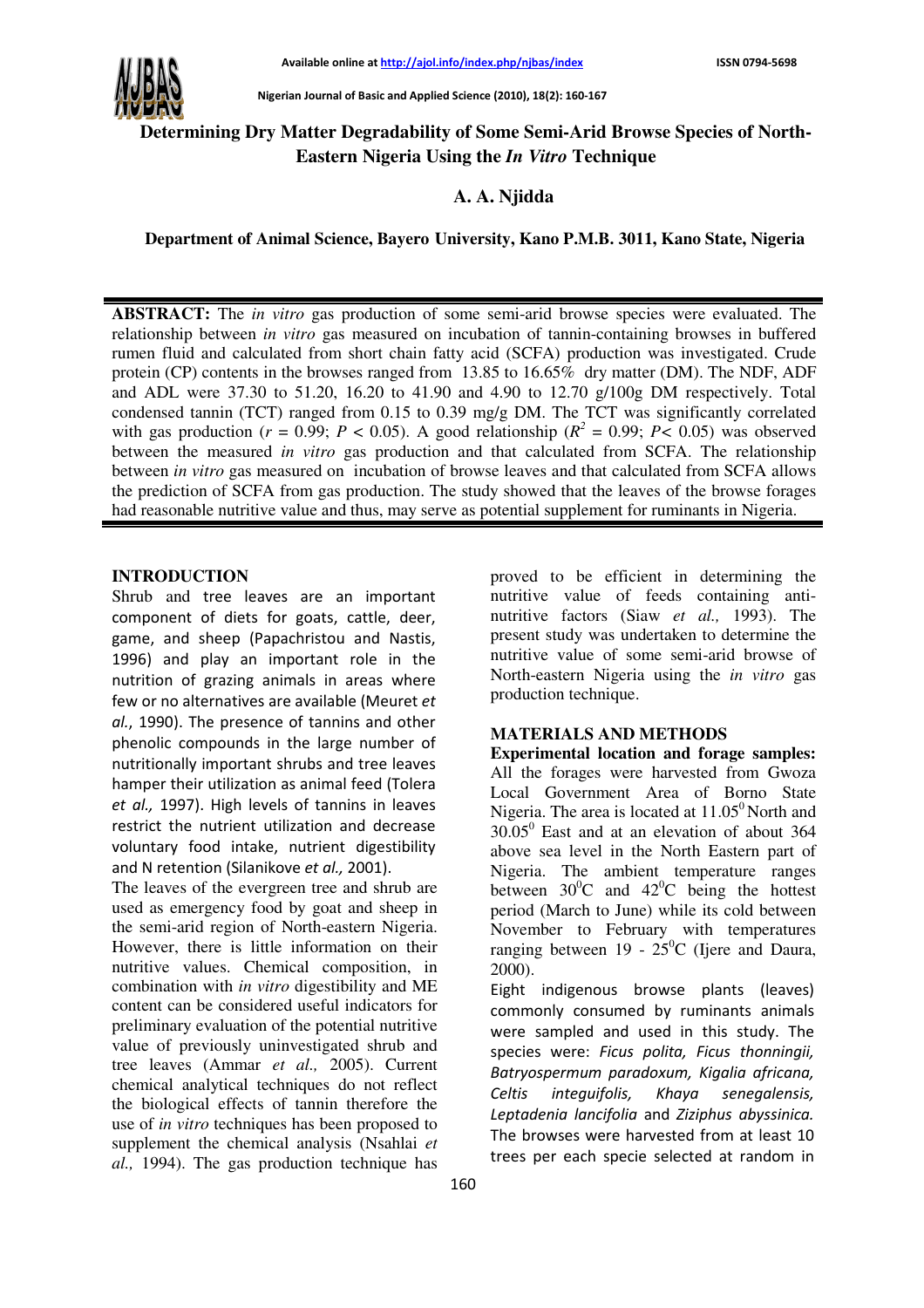# Determining Dry Matter Degradability of Some Semi-Arid Browse Species of North-Eastern Nigeria Using the *In Vitro* Technique

## A. A. Njidda

**Department of Animal Science, Bayero University, Kano P.M.B. 3011, Kano State, Nigeria**

---

**ABSTRACT:** The *in vitro* gas production of some semi-arid browse species were evaluated. The relationship between *in vitro* gas measured on incubation of tannin-containing browses in buffered rumen fluid and calculated from short chain fatty acid (SCFA) production was investigated. Crude protein (CP) contents in the browses ranged from 13.85 to 16.65% dry matter (DM). The NDF, ADF and ADL were 37.30 to 51.20, 16.20 to 41.90 and 4.90 to 12.70 g/100g DM respectively. Total condensed tannin (TCT) ranged from 0.15 to 0.39 mg/g DM. The TCT was significantly correlated with gas production ($r = 0.99$; $P < 0.05$). A good relationship ($R^2 = 0.99$; $P < 0.05$) was observed between the measured *in vitro* gas production and that calculated from SCFA. The relationship between *in vitro* gas measured on incubation of browse leaves and that calculated from SCFA allows the prediction of SCFA from gas production. The study showed that the leaves of the browse forages had reasonable nutritive value and thus, may serve as potential supplement for ruminants in Nigeria.

---

## INTRODUCTION

Shrub and tree leaves are an important component of diets for goats, cattle, deer, game, and sheep (Papachristou and Nastis, 1996) and play an important role in the nutrition of grazing animals in areas where few or no alternatives are available (Meuret *et al.*, 1990). The presence of tannins and other phenolic compounds in the large number of nutritionally important shrubs and tree leaves hamper their utilization as animal feed (Tolera *et al.,* 1997). High levels of tannins in leaves restrict the nutrient utilization and decrease voluntary food intake, nutrient digestibility and N retention (Silanikove *et al.,* 2001).

The leaves of the evergreen tree and shrub are used as emergency food by goat and sheep in the semi-arid region of North-eastern Nigeria. However, there is little information on their nutritive values. Chemical composition, in combination with *in vitro* digestibility and ME content can be considered useful indicators for preliminary evaluation of the potential nutritive value of previously uninvestigated shrub and tree leaves (Ammar *et al.,* 2005). Current chemical analytical techniques do not reflect the biological effects of tannin therefore the use of *in vitro* techniques has been proposed to supplement the chemical analysis (Nsahlai *et al.,* 1994). The gas production technique has proved to be efficient in determining the nutritive value of feeds containing anti-nutritive factors (Siaw *et al.,* 1993). The present study was undertaken to determine the nutritive value of some semi-arid browse of North-eastern Nigeria using the *in vitro* gas production technique.

## MATERIALS AND METHODS

**Experimental location and forage samples:** All the forages were harvested from Gwoza Local Government Area of Borno State Nigeria. The area is located at $11.05^0$ North and $30.05^0$ East and at an elevation of about 364 above sea level in the North Eastern part of Nigeria. The ambient temperature ranges between $30^0$C and $42^0$C being the hottest period (March to June) while its cold between November to February with temperatures ranging between 19 - $25^0$C (Ijere and Daura, 2000).

Eight indigenous browse plants (leaves) commonly consumed by ruminants animals were sampled and used in this study. The species were: *Ficus polita, Ficus thonningii, Batryospermum paradoxum, Kigalia africana, Celtis integuifolis, Khaya senegalensis, Leptadenia lancifolia* and *Ziziphus abyssinica.* The browses were harvested from at least 10 trees per each specie selected at random in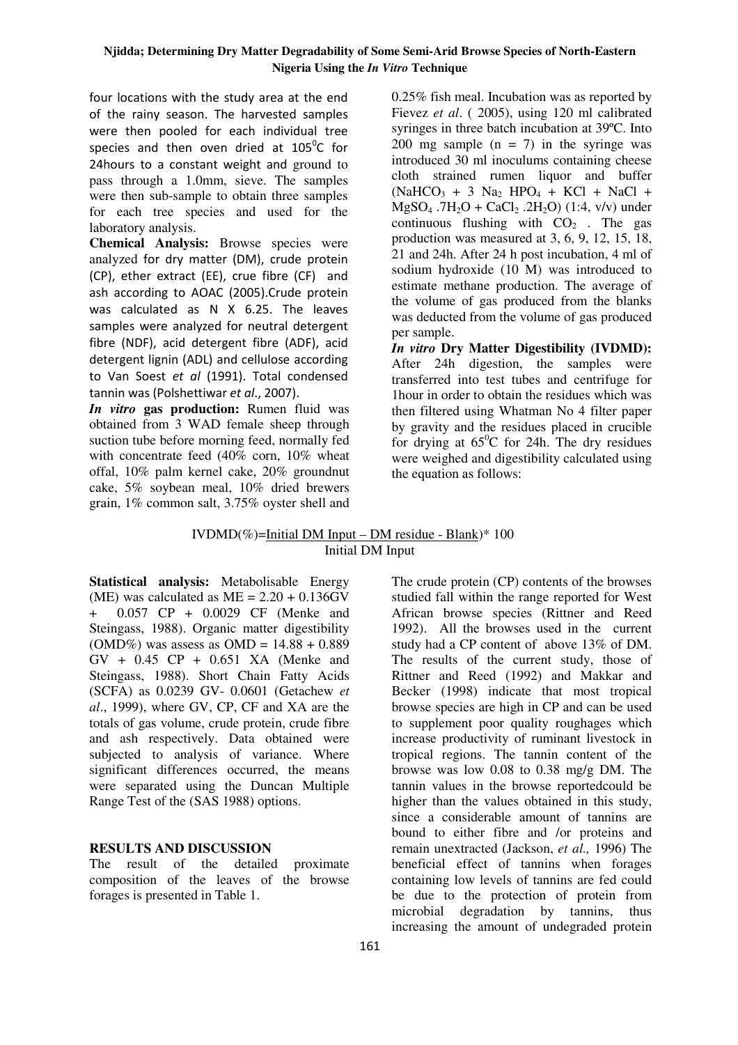four locations with the study area at the end of the rainy season. The harvested samples were then pooled for each individual tree species and then oven dried at $105^0$C for 24hours to a constant weight and ground to pass through a 1.0mm, sieve. The samples were then sub-sample to obtain three samples for each tree species and used for the laboratory analysis.

**Chemical Analysis:** Browse species were analyzed for dry matter (DM), crude protein (CP), ether extract (EE), crue fibre (CF) and ash according to AOAC (2005).Crude protein was calculated as N X 6.25. The leaves samples were analyzed for neutral detergent fibre (NDF), acid detergent fibre (ADF), acid detergent lignin (ADL) and cellulose according to Van Soest *et al* (1991). Total condensed tannin was (Polshettiwar *et al*., 2007).

***In vitro* gas production:** Rumen fluid was obtained from 3 WAD female sheep through suction tube before morning feed, normally fed with concentrate feed (40% corn, 10% wheat offal, 10% palm kernel cake, 20% groundnut cake, 5% soybean meal, 10% dried brewers grain, 1% common salt, 3.75% oyster shell and 0.25% fish meal. Incubation was as reported by Fievez *et al*. ( 2005), using 120 ml calibrated syringes in three batch incubation at 39ºC. Into 200 mg sample (n = 7) in the syringe was introduced 30 ml inoculums containing cheese cloth strained rumen liquor and buffer ($NaHCO_3$ + 3 $Na_2HPO_4$ + KCl + NaCl + $MgSO_4 .7H_2O$ + $CaCl_2 .2H_2O$) (1:4, v/v) under continuous flushing with $CO_2$ . The gas production was measured at 3, 6, 9, 12, 15, 18, 21 and 24h. After 24 h post incubation, 4 ml of sodium hydroxide (10 M) was introduced to estimate methane production. The average of the volume of gas produced from the blanks was deducted from the volume of gas produced per sample.

***In vitro* Dry Matter Digestibility (IVDMD):** After 24h digestion, the samples were transferred into test tubes and centrifuge for 1hour in order to obtain the residues which was then filtered using Whatman No 4 filter paper by gravity and the residues placed in crucible for drying at $65^0$C for 24h. The dry residues were weighed and digestibility calculated using the equation as follows:

$$\text{IVDMD}(\%) = \frac{\text{Initial DM Input} - \text{DM residue} - \text{Blank})}{\text{Initial DM Input}} * 100$$

**Statistical analysis:** Metabolisable Energy (ME) was calculated as ME = 2.20 + 0.136GV + 0.057 CP + 0.0029 CF (Menke and Steingass, 1988). Organic matter digestibility (OMD%) was assess as OMD = 14.88 + 0.889 GV + 0.45 CP + 0.651 XA (Menke and Steingass, 1988). Short Chain Fatty Acids (SCFA) as 0.0239 GV- 0.0601 (Getachew *et al*., 1999), where GV, CP, CF and XA are the totals of gas volume, crude protein, crude fibre and ash respectively. Data obtained were subjected to analysis of variance. Where significant differences occurred, the means were separated using the Duncan Multiple Range Test of the (SAS 1988) options.

## RESULTS AND DISCUSSION

The result of the detailed proximate composition of the leaves of the browse forages is presented in Table 1.

The crude protein (CP) contents of the browses studied fall within the range reported for West African browse species (Rittner and Reed 1992). All the browses used in the current study had a CP content of above 13% of DM. The results of the current study, those of Rittner and Reed (1992) and Makkar and Becker (1998) indicate that most tropical browse species are high in CP and can be used to supplement poor quality roughages which increase productivity of ruminant livestock in tropical regions. The tannin content of the browse was low 0.08 to 0.38 mg/g DM. The tannin values in the browse reportedcould be higher than the values obtained in this study, since a considerable amount of tannins are bound to either fibre and /or proteins and remain unextracted (Jackson, *et al.,* 1996) The beneficial effect of tannins when forages containing low levels of tannins are fed could be due to the protection of protein from microbial degradation by tannins, thus increasing the amount of undegraded protein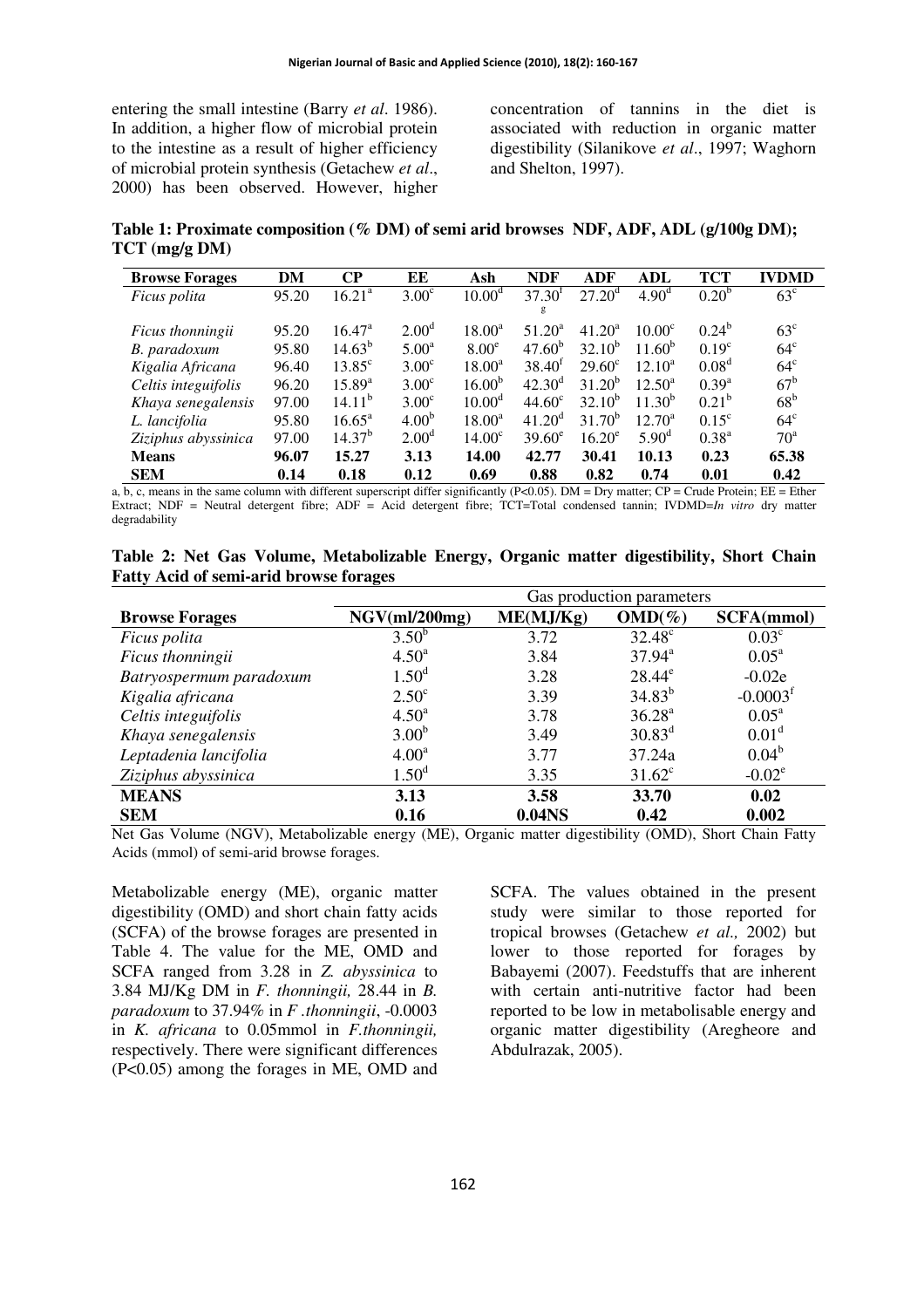entering the small intestine (Barry *et al*. 1986). In addition, a higher flow of microbial protein to the intestine as a result of higher efficiency of microbial protein synthesis (Getachew *et al*., 2000) has been observed. However, higher concentration of tannins in the diet is associated with reduction in organic matter digestibility (Silanikove *et al*., 1997; Waghorn and Shelton, 1997).

**Table 1: Proximate composition (% DM) of semi arid browses NDF, ADF, ADL (g/100g DM); TCT (mg/g DM)**

| Browse Forages | DM | CP | EE | Ash | NDF | ADF | ADL | TCT | IVDMD |
|---|---|---|---|---|---|---|---|---|---|
| *Ficus polita* | 95.20 | 16.21[a] | 3.00[c] | 10.00[d] | 37.30[fg] | 27.20[d] | 4.90[d] | 0.20[b] | 63[c] |
| *Ficus thonningii* | 95.20 | 16.47[a] | 2.00[d] | 18.00[a] | 51.20[a] | 41.20[a] | 10.00[c] | 0.24[b] | 63[c] |
| *B. paradoxum* | 95.80 | 14.63[b] | 5.00[a] | 8.00[e] | 47.60[b] | 32.10[b] | 11.60[b] | 0.19[c] | 64[c] |
| *Kigalia Africana* | 96.40 | 13.85[c] | 3.00[c] | 18.00[a] | 38.40[f] | 29.60[c] | 12.10[a] | 0.08[d] | 64[c] |
| *Celtis integuifolis* | 96.20 | 15.89[a] | 3.00[c] | 16.00[b] | 42.30[d] | 31.20[b] | 12.50[a] | 0.39[a] | 67[b] |
| *Khaya senegalensis* | 97.00 | 14.11[b] | 3.00[c] | 10.00[d] | 44.60[c] | 32.10[b] | 11.30[b] | 0.21[b] | 68[b] |
| *L. lancifolia* | 95.80 | 16.65[a] | 4.00[b] | 18.00[a] | 41.20[d] | 31.70[b] | 12.70[a] | 0.15[c] | 64[c] |
| *Ziziphus abyssinica* | 97.00 | 14.37[b] | 2.00[d] | 14.00[c] | 39.60[e] | 16.20[e] | 5.90[d] | 0.38[a] | 70[a] |
| **Means** | **96.07** | **15.27** | **3.13** | **14.00** | **42.77** | **30.41** | **10.13** | **0.23** | **65.38** |
| **SEM** | **0.14** | **0.18** | **0.12** | **0.69** | **0.88** | **0.82** | **0.74** | **0.01** | **0.42** |

a, b, c, means in the same column with different superscript differ significantly ($P<0.05$). DM = Dry matter; CP = Crude Protein; EE = Ether Extract; NDF = Neutral detergent fibre; ADF = Acid detergent fibre; TCT=Total condensed tannin; IVDMD=*In vitro* dry matter degradability

**Table 2: Net Gas Volume, Metabolizable Energy, Organic matter digestibility, Short Chain Fatty Acid of semi-arid browse forages**

| | Gas production parameters | | | |
|---|---|---|---|---|
| **Browse Forages** | **NGV(ml/200mg)** | **ME(MJ/Kg)** | **OMD(%)** | **SCFA(mmol)** |
| *Ficus polita* | 3.50[b] | 3.72 | 32.48[c] | 0.03[c] |
| *Ficus thonningii* | 4.50[a] | 3.84 | 37.94[a] | 0.05[a] |
| *Batryospermum paradoxum* | 1.50[d] | 3.28 | 28.44[e] | -0.02e |
| *Kigalia africana* | 2.50[c] | 3.39 | 34.83[b] | -0.0003[f] |
| *Celtis integuifolis* | 4.50[a] | 3.78 | 36.28[a] | 0.05[a] |
| *Khaya senegalensis* | 3.00[b] | 3.49 | 30.83[d] | 0.01[d] |
| *Leptadenia lancifolia* | 4.00[a] | 3.77 | 37.24a | 0.04[b] |
| *Ziziphus abyssinica* | 1.50[d] | 3.35 | 31.62[c] | -0.02[e] |
| **MEANS** | **3.13** | **3.58** | **33.70** | **0.02** |
| **SEM** | **0.16** | **0.04NS** | **0.42** | **0.002** |

Net Gas Volume (NGV), Metabolizable energy (ME), Organic matter digestibility (OMD), Short Chain Fatty Acids (mmol) of semi-arid browse forages.

Metabolizable energy (ME), organic matter digestibility (OMD) and short chain fatty acids (SCFA) of the browse forages are presented in Table 4. The value for the ME, OMD and SCFA ranged from 3.28 in *Z. abyssinica* to 3.84 MJ/Kg DM in *F. thonningii,* 28.44 in *B. paradoxum* to 37.94% in *F .thonningii*, -0.0003 in *K. africana* to 0.05mmol in *F.thonningii,* respectively. There were significant differences ($P<0.05$) among the forages in ME, OMD and SCFA. The values obtained in the present study were similar to those reported for tropical browses (Getachew *et al.,* 2002) but lower to those reported for forages by Babayemi (2007). Feedstuffs that are inherent with certain anti-nutritive factor had been reported to be low in metabolisable energy and organic matter digestibility (Aregheore and Abdulrazak, 2005).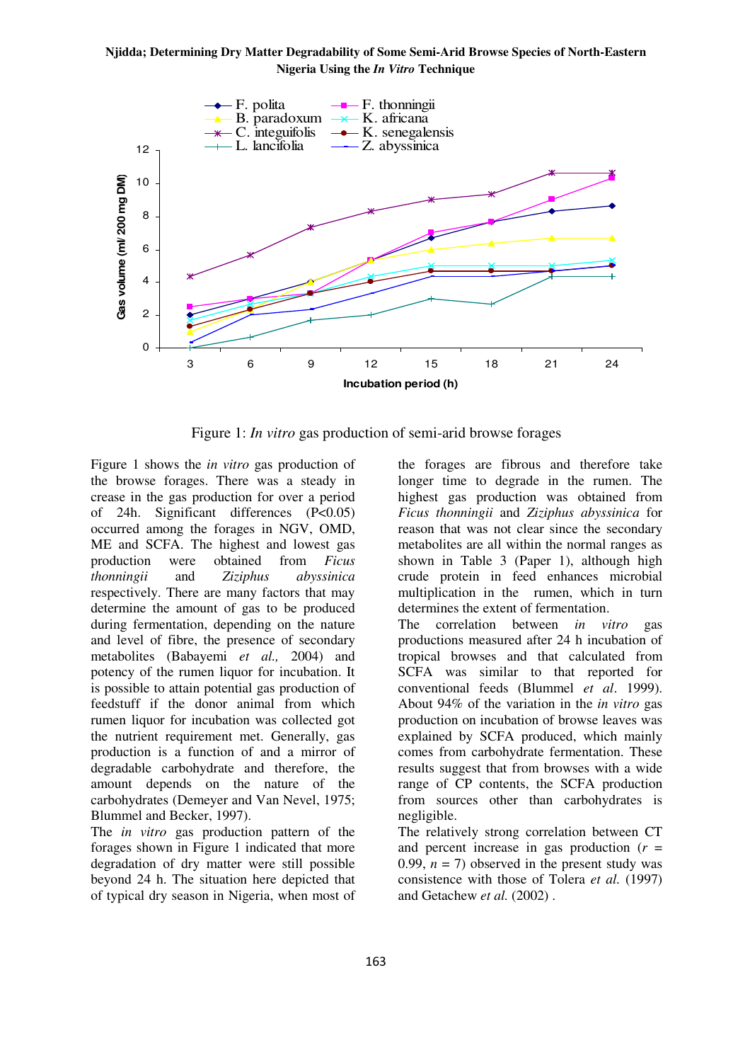Figure 1: *In vitro* gas production of semi-arid browse forages

Figure 1 shows the *in vitro* gas production of the browse forages. There was a steady increase in the gas production for over a period of 24h. Significant differences (P<0.05) occurred among the forages in NGV, OMD, ME and SCFA. The highest and lowest gas production were obtained from *Ficus thonningii* and *Ziziphus abyssinica* respectively. There are many factors that may determine the amount of gas to be produced during fermentation, depending on the nature and level of fibre, the presence of secondary metabolites (Babayemi *et al.,* 2004) and potency of the rumen liquor for incubation. It is possible to attain potential gas production of feedstuff if the donor animal from which rumen liquor for incubation was collected got the nutrient requirement met. Generally, gas production is a function of and a mirror of degradable carbohydrate and therefore, the amount depends on the nature of the carbohydrates (Demeyer and Van Nevel, 1975; Blummel and Becker, 1997).

The *in vitro* gas production pattern of the forages shown in Figure 1 indicated that more degradation of dry matter were still possible beyond 24 h. The situation here depicted that of typical dry season in Nigeria, when most of the forages are fibrous and therefore take longer time to degrade in the rumen. The highest gas production was obtained from *Ficus thonningii* and *Ziziphus abyssinica* for reason that was not clear since the secondary metabolites are all within the normal ranges as shown in Table 3 (Paper 1), although high crude protein in feed enhances microbial multiplication in the rumen, which in turn determines the extent of fermentation.

The correlation between *in vitro* gas productions measured after 24 h incubation of tropical browses and that calculated from SCFA was similar to that reported for conventional feeds (Blummel *et al*. 1999). About 94% of the variation in the *in vitro* gas production on incubation of browse leaves was explained by SCFA produced, which mainly comes from carbohydrate fermentation. These results suggest that from browses with a wide range of CP contents, the SCFA production from sources other than carbohydrates is negligible.

The relatively strong correlation between CT and percent increase in gas production ($r$ = 0.99, $n$ = 7) observed in the present study was consistence with those of Tolera *et al.* (1997) and Getachew *et al.* (2002) .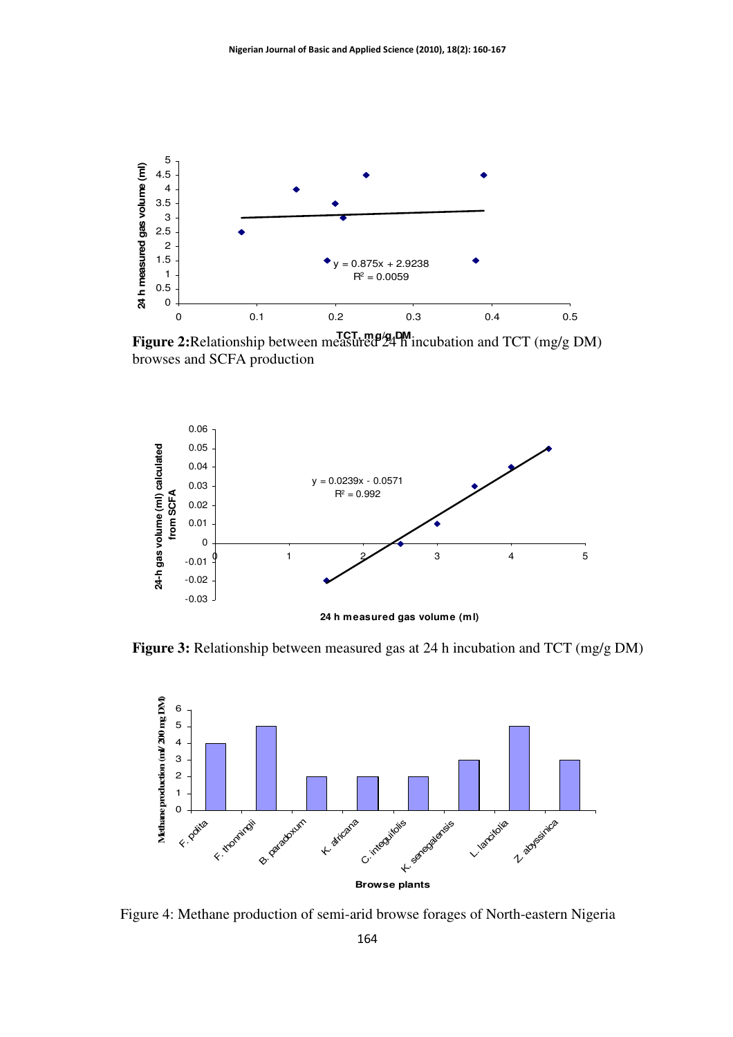**Figure 2:** Relationship between measured 24 h incubation and TCT (mg/g DM) browses and SCFA production

**Figure 3:** Relationship between measured gas at 24 h incubation and TCT (mg/g DM)

Figure 4: Methane production of semi-arid browse forages of North-eastern Nigeria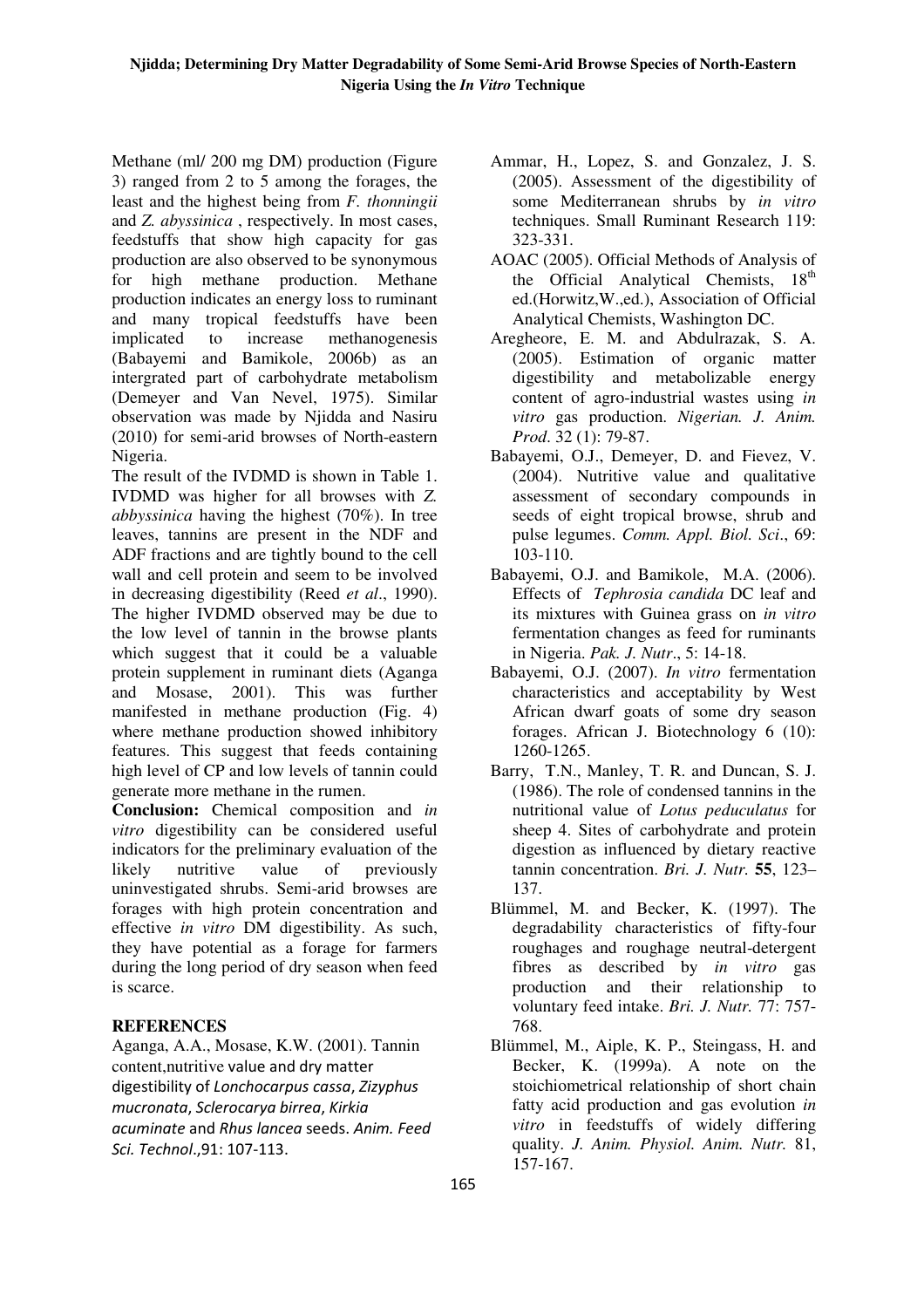Methane (ml/ 200 mg DM) production (Figure 3) ranged from 2 to 5 among the forages, the least and the highest being from *F. thonningii* and *Z. abyssinica* , respectively. In most cases, feedstuffs that show high capacity for gas production are also observed to be synonymous for high methane production. Methane production indicates an energy loss to ruminant and many tropical feedstuffs have been implicated to increase methanogenesis (Babayemi and Bamikole, 2006b) as an intergrated part of carbohydrate metabolism (Demeyer and Van Nevel, 1975). Similar observation was made by Njidda and Nasiru (2010) for semi-arid browses of North-eastern Nigeria.

The result of the IVDMD is shown in Table 1. IVDMD was higher for all browses with *Z. abbyssinica* having the highest (70%). In tree leaves, tannins are present in the NDF and ADF fractions and are tightly bound to the cell wall and cell protein and seem to be involved in decreasing digestibility (Reed *et al*., 1990). The higher IVDMD observed may be due to the low level of tannin in the browse plants which suggest that it could be a valuable protein supplement in ruminant diets (Aganga and Mosase, 2001). This was further manifested in methane production (Fig. 4) where methane production showed inhibitory features. This suggest that feeds containing high level of CP and low levels of tannin could generate more methane in the rumen.

**Conclusion:** Chemical composition and *in vitro* digestibility can be considered useful indicators for the preliminary evaluation of the likely nutritive value of previously uninvestigated shrubs. Semi-arid browses are forages with high protein concentration and effective *in vitro* DM digestibility. As such, they have potential as a forage for farmers during the long period of dry season when feed is scarce.

## REFERENCES

Aganga, A.A., Mosase, K.W. (2001). Tannin content,nutritive value and dry matter digestibility of *Lonchocarpus cassa*, *Zizyphus mucronata*, *Sclerocarya birrea*, *Kirkia acuminate* and *Rhus lancea* seeds. *Anim. Feed Sci. Technol*.,91: 107-113.

Ammar, H., Lopez, S. and Gonzalez, J. S. (2005). Assessment of the digestibility of some Mediterranean shrubs by *in vitro* techniques. Small Ruminant Research 119: 323-331.

AOAC (2005). Official Methods of Analysis of the Official Analytical Chemists, 18[th] ed.(Horwitz,W.,ed.), Association of Official Analytical Chemists, Washington DC.

Aregheore, E. M. and Abdulrazak, S. A. (2005). Estimation of organic matter digestibility and metabolizable energy content of agro-industrial wastes using *in vitro* gas production. *Nigerian. J. Anim. Prod*. 32 (1): 79-87.

Babayemi, O.J., Demeyer, D. and Fievez, V. (2004). Nutritive value and qualitative assessment of secondary compounds in seeds of eight tropical browse, shrub and pulse legumes. *Comm. Appl. Biol. Sci*., 69: 103-110.

Babayemi, O.J. and Bamikole, M.A. (2006). Effects of *Tephrosia candida* DC leaf and its mixtures with Guinea grass on *in vitro* fermentation changes as feed for ruminants in Nigeria. *Pak. J. Nutr*., 5: 14-18.

Babayemi, O.J. (2007). *In vitro* fermentation characteristics and acceptability by West African dwarf goats of some dry season forages. African J. Biotechnology 6 (10): 1260-1265.

Barry, T.N., Manley, T. R. and Duncan, S. J. (1986). The role of condensed tannins in the nutritional value of *Lotus peduculatus* for sheep 4. Sites of carbohydrate and protein digestion as influenced by dietary reactive tannin concentration. *Bri. J. Nutr.* **55**, 123–137.

Blümmel, M. and Becker, K. (1997). The degradability characteristics of fifty-four roughages and roughage neutral-detergent fibres as described by *in vitro* gas production and their relationship to voluntary feed intake. *Bri. J. Nutr.* 77: 757-768.

Blümmel, M., Aiple, K. P., Steingass, H. and Becker, K. (1999a). A note on the stoichiometrical relationship of short chain fatty acid production and gas evolution *in vitro* in feedstuffs of widely differing quality. *J. Anim. Physiol. Anim. Nutr.* 81, 157-167.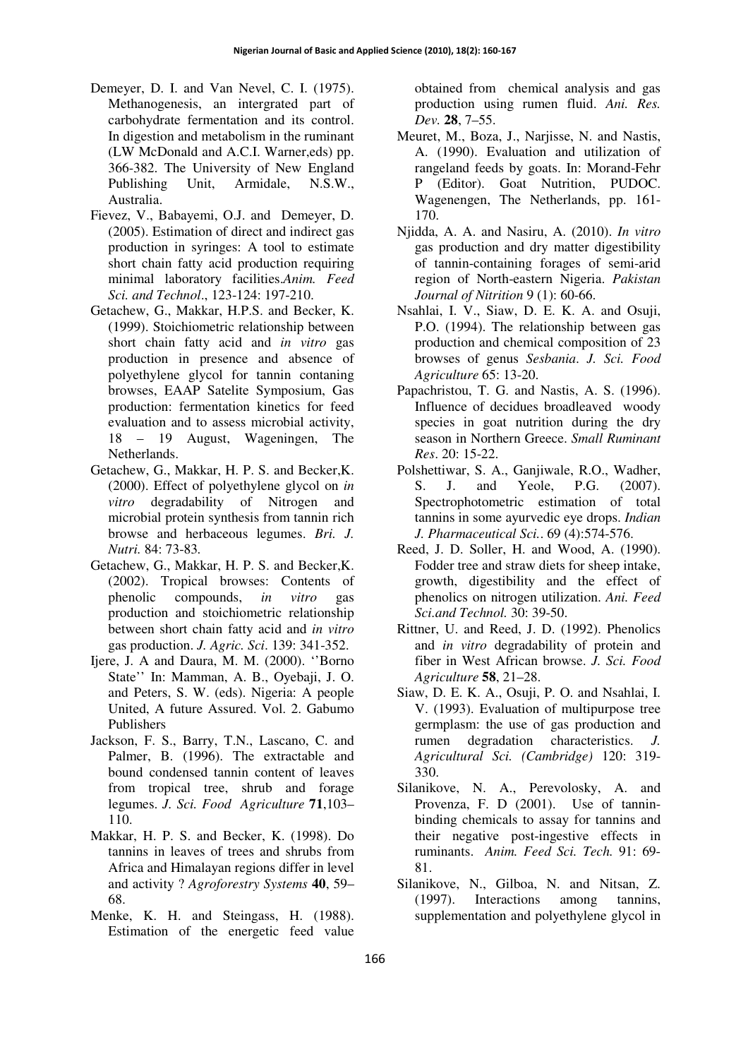Demeyer, D. I. and Van Nevel, C. I. (1975). Methanogenesis, an intergrated part of carbohydrate fermentation and its control. In digestion and metabolism in the ruminant (LW McDonald and A.C.I. Warner,eds) pp. 366-382. The University of New England Publishing Unit, Armidale, N.S.W., Australia.

Fievez, V., Babayemi, O.J. and Demeyer, D. (2005). Estimation of direct and indirect gas production in syringes: A tool to estimate short chain fatty acid production requiring minimal laboratory facilities.*Anim. Feed Sci. and Technol*., 123-124: 197-210.

Getachew, G., Makkar, H.P.S. and Becker, K. (1999). Stoichiometric relationship between short chain fatty acid and *in vitro* gas production in presence and absence of polyethylene glycol for tannin contaning browses, EAAP Satelite Symposium, Gas production: fermentation kinetics for feed evaluation and to assess microbial activity, 18 – 19 August, Wageningen, The Netherlands.

Getachew, G., Makkar, H. P. S. and Becker,K. (2000). Effect of polyethylene glycol on *in vitro* degradability of Nitrogen and microbial protein synthesis from tannin rich browse and herbaceous legumes. *Bri. J. Nutri.* 84: 73-83.

Getachew, G., Makkar, H. P. S. and Becker,K. (2002). Tropical browses: Contents of phenolic compounds, *in vitro* gas production and stoichiometric relationship between short chain fatty acid and *in vitro* gas production. *J. Agric. Sci*. 139: 341-352.

Ijere, J. A and Daura, M. M. (2000). ''Borno State'' In: Mamman, A. B., Oyebaji, J. O. and Peters, S. W. (eds). Nigeria: A people United, A future Assured. Vol. 2. Gabumo Publishers

Jackson, F. S., Barry, T.N., Lascano, C. and Palmer, B. (1996). The extractable and bound condensed tannin content of leaves from tropical tree, shrub and forage legumes. *J. Sci. Food Agriculture* **71**,103–110.

Makkar, H. P. S. and Becker, K. (1998). Do tannins in leaves of trees and shrubs from Africa and Himalayan regions differ in level and activity ? *Agroforestry Systems* **40**, 59–68.

Menke, K. H. and Steingass, H. (1988). Estimation of the energetic feed value obtained from chemical analysis and gas production using rumen fluid. *Ani. Res. Dev.* **28**, 7–55.

Meuret, M., Boza, J., Narjisse, N. and Nastis, A. (1990). Evaluation and utilization of rangeland feeds by goats. In: Morand-Fehr P (Editor). Goat Nutrition, PUDOC. Wagenengen, The Netherlands, pp. 161-170.

Njidda, A. A. and Nasiru, A. (2010). *In vitro* gas production and dry matter digestibility of tannin-containing forages of semi-arid region of North-eastern Nigeria. *Pakistan Journal of Nitrition* 9 (1): 60-66.

Nsahlai, I. V., Siaw, D. E. K. A. and Osuji, P.O. (1994). The relationship between gas production and chemical composition of 23 browses of genus *Sesbania*. *J. Sci. Food Agriculture* 65: 13-20.

Papachristou, T. G. and Nastis, A. S. (1996). Influence of decidues broadleaved woody species in goat nutrition during the dry season in Northern Greece. *Small Ruminant Res*. 20: 15-22.

Polshettiwar, S. A., Ganjiwale, R.O., Wadher, S. J. and Yeole, P.G. (2007). Spectrophotometric estimation of total tannins in some ayurvedic eye drops. *Indian J. Pharmaceutical Sci.*. 69 (4):574-576.

Reed, J. D. Soller, H. and Wood, A. (1990). Fodder tree and straw diets for sheep intake, growth, digestibility and the effect of phenolics on nitrogen utilization. *Ani. Feed Sci.and Technol.* 30: 39-50.

Rittner, U. and Reed, J. D. (1992). Phenolics and *in vitro* degradability of protein and fiber in West African browse. *J. Sci. Food Agriculture* **58**, 21–28.

Siaw, D. E. K. A., Osuji, P. O. and Nsahlai, I. V. (1993). Evaluation of multipurpose tree germplasm: the use of gas production and rumen degradation characteristics. *J. Agricultural Sci. (Cambridge)* 120: 319-330.

Silanikove, N. A., Perevolosky, A. and Provenza, F. D (2001). Use of tannin-binding chemicals to assay for tannins and their negative post-ingestive effects in ruminants. *Anim. Feed Sci. Tech.* 91: 69-81.

Silanikove, N., Gilboa, N. and Nitsan, Z. (1997). Interactions among tannins, supplementation and polyethylene glycol in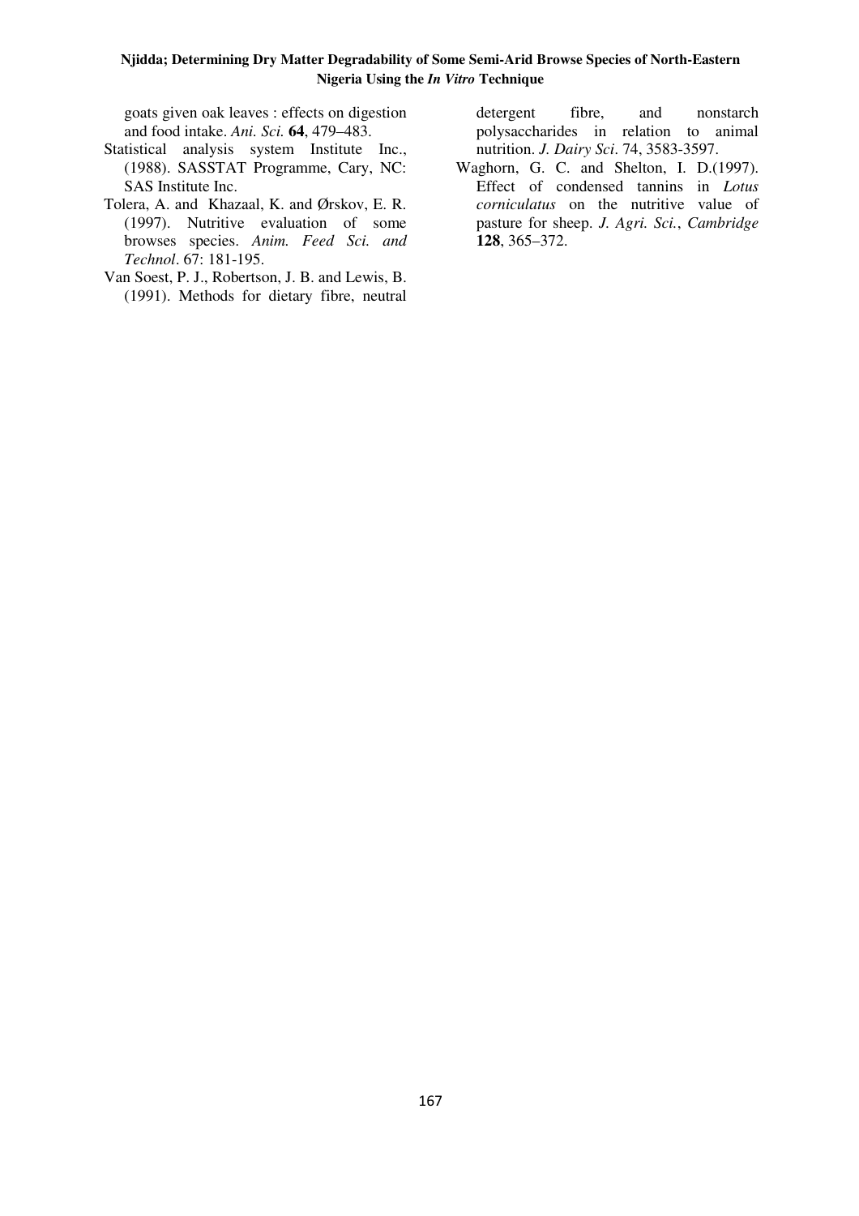goats given oak leaves : effects on digestion and food intake. *Ani. Sci.* **64**, 479–483.

Statistical analysis system Institute Inc., (1988). SASSTAT Programme, Cary, NC: SAS Institute Inc.

Tolera, A. and Khazaal, K. and Ørskov, E. R. (1997). Nutritive evaluation of some browses species. *Anim. Feed Sci. and Technol*. 67: 181-195.

Van Soest, P. J., Robertson, J. B. and Lewis, B. (1991). Methods for dietary fibre, neutral detergent fibre, and nonstarch polysaccharides in relation to animal nutrition. *J. Dairy Sci*. 74, 3583-3597.

Waghorn, G. C. and Shelton, I. D.(1997). Effect of condensed tannins in *Lotus corniculatus* on the nutritive value of pasture for sheep. *J. Agri. Sci.*, *Cambridge* **128**, 365–372.